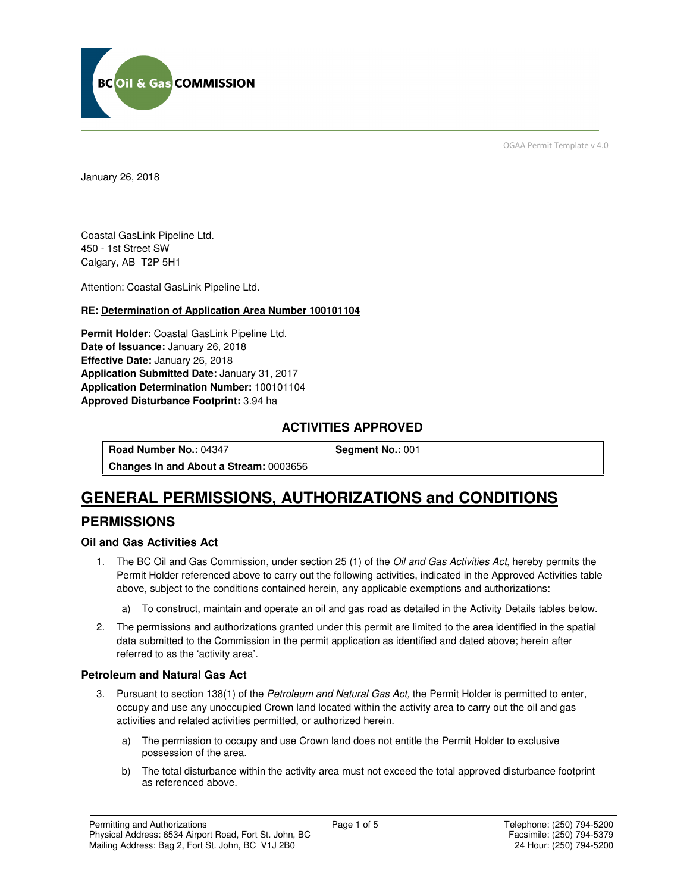BC Oil & Gas COMMISSION

OGAA Permit Template v 4.0

January 26, 2018

Coastal GasLink Pipeline Ltd.
450 - 1st Street SW
Calgary, AB T2P 5H1

Attention: Coastal GasLink Pipeline Ltd.

**RE: Determination of Application Area Number 100101104**

**Permit Holder:** Coastal GasLink Pipeline Ltd.
**Date of Issuance:** January 26, 2018
**Effective Date:** January 26, 2018
**Application Submitted Date:** January 31, 2017
**Application Determination Number:** 100101104
**Approved Disturbance Footprint:** 3.94 ha

### ACTIVITIES APPROVED

| **Road Number No.:** 04347 | **Segment No.:** 001 |
|---|---|
| **Changes In and About a Stream:** 0003656 | |

# GENERAL PERMISSIONS, AUTHORIZATIONS and CONDITIONS

## PERMISSIONS

### Oil and Gas Activities Act

1. The BC Oil and Gas Commission, under section 25 (1) of the *Oil and Gas Activities Act*, hereby permits the Permit Holder referenced above to carry out the following activities, indicated in the Approved Activities table above, subject to the conditions contained herein, any applicable exemptions and authorizations:

    a) To construct, maintain and operate an oil and gas road as detailed in the Activity Details tables below.

2. The permissions and authorizations granted under this permit are limited to the area identified in the spatial data submitted to the Commission in the permit application as identified and dated above; herein after referred to as the 'activity area'.

### Petroleum and Natural Gas Act

3. Pursuant to section 138(1) of the *Petroleum and Natural Gas Act,* the Permit Holder is permitted to enter, occupy and use any unoccupied Crown land located within the activity area to carry out the oil and gas activities and related activities permitted, or authorized herein.

    a) The permission to occupy and use Crown land does not entitle the Permit Holder to exclusive possession of the area.

    b) The total disturbance within the activity area must not exceed the total approved disturbance footprint as referenced above.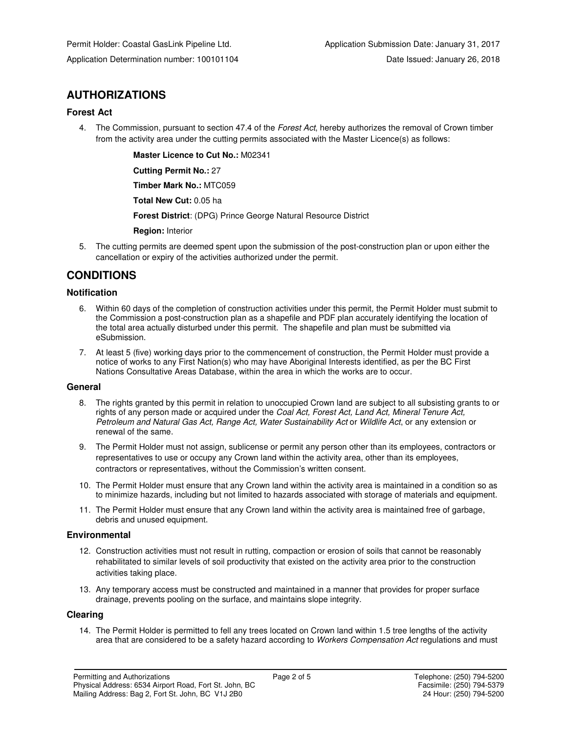Permit Holder: Coastal GasLink Pipeline Ltd.
Application Determination number: 100101104

Application Submission Date: January 31, 2017
Date Issued: January 26, 2018

## AUTHORIZATIONS

### Forest Act

4. The Commission, pursuant to section 47.4 of the *Forest Act*, hereby authorizes the removal of Crown timber from the activity area under the cutting permits associated with the Master Licence(s) as follows:

   **Master Licence to Cut No.:** M02341

   **Cutting Permit No.:** 27

   **Timber Mark No.:** MTC059

   **Total New Cut:** 0.05 ha

   **Forest District**: (DPG) Prince George Natural Resource District

   **Region:** Interior

5. The cutting permits are deemed spent upon the submission of the post-construction plan or upon either the cancellation or expiry of the activities authorized under the permit.

## CONDITIONS

### Notification

6. Within 60 days of the completion of construction activities under this permit, the Permit Holder must submit to the Commission a post-construction plan as a shapefile and PDF plan accurately identifying the location of the total area actually disturbed under this permit. The shapefile and plan must be submitted via eSubmission.
7. At least 5 (five) working days prior to the commencement of construction, the Permit Holder must provide a notice of works to any First Nation(s) who may have Aboriginal Interests identified, as per the BC First Nations Consultative Areas Database, within the area in which the works are to occur.

### General

8. The rights granted by this permit in relation to unoccupied Crown land are subject to all subsisting grants to or rights of any person made or acquired under the *Coal Act, Forest Act, Land Act, Mineral Tenure Act, Petroleum and Natural Gas Act, Range Act, Water Sustainability Act* or *Wildlife Act*, or any extension or renewal of the same.
9. The Permit Holder must not assign, sublicense or permit any person other than its employees, contractors or representatives to use or occupy any Crown land within the activity area, other than its employees, contractors or representatives, without the Commission's written consent.
10. The Permit Holder must ensure that any Crown land within the activity area is maintained in a condition so as to minimize hazards, including but not limited to hazards associated with storage of materials and equipment.
11. The Permit Holder must ensure that any Crown land within the activity area is maintained free of garbage, debris and unused equipment.

### Environmental

12. Construction activities must not result in rutting, compaction or erosion of soils that cannot be reasonably rehabilitated to similar levels of soil productivity that existed on the activity area prior to the construction activities taking place.
13. Any temporary access must be constructed and maintained in a manner that provides for proper surface drainage, prevents pooling on the surface, and maintains slope integrity.

### Clearing

14. The Permit Holder is permitted to fell any trees located on Crown land within 1.5 tree lengths of the activity area that are considered to be a safety hazard according to *Workers Compensation Act* regulations and must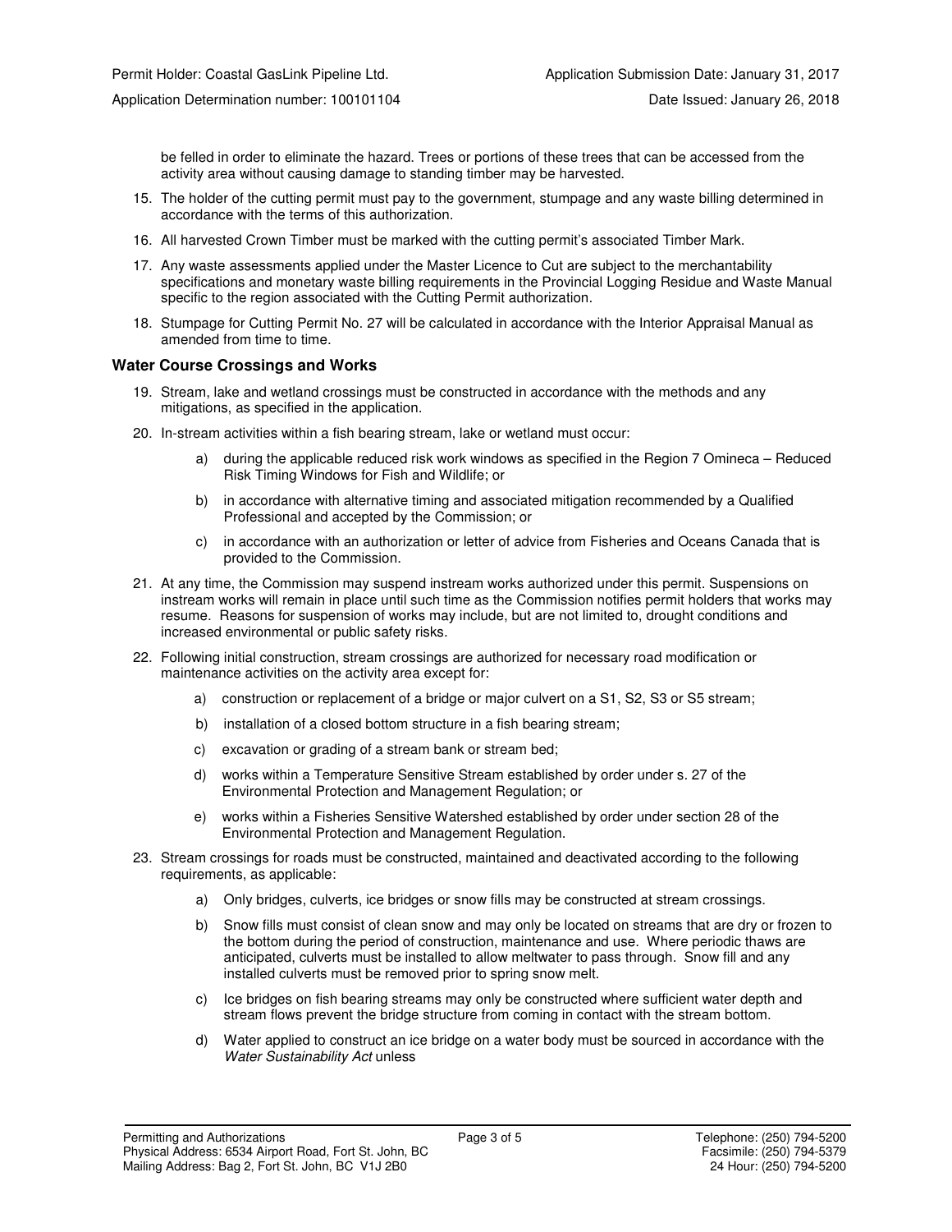be felled in order to eliminate the hazard. Trees or portions of these trees that can be accessed from the activity area without causing damage to standing timber may be harvested.

15. The holder of the cutting permit must pay to the government, stumpage and any waste billing determined in accordance with the terms of this authorization.
16. All harvested Crown Timber must be marked with the cutting permit's associated Timber Mark.
17. Any waste assessments applied under the Master Licence to Cut are subject to the merchantability specifications and monetary waste billing requirements in the Provincial Logging Residue and Waste Manual specific to the region associated with the Cutting Permit authorization.
18. Stumpage for Cutting Permit No. 27 will be calculated in accordance with the Interior Appraisal Manual as amended from time to time.

### Water Course Crossings and Works

19. Stream, lake and wetland crossings must be constructed in accordance with the methods and any mitigations, as specified in the application.
20. In-stream activities within a fish bearing stream, lake or wetland must occur:
    a) during the applicable reduced risk work windows as specified in the Region 7 Omineca – Reduced Risk Timing Windows for Fish and Wildlife; or
    b) in accordance with alternative timing and associated mitigation recommended by a Qualified Professional and accepted by the Commission; or
    c) in accordance with an authorization or letter of advice from Fisheries and Oceans Canada that is provided to the Commission.
21. At any time, the Commission may suspend instream works authorized under this permit. Suspensions on instream works will remain in place until such time as the Commission notifies permit holders that works may resume. Reasons for suspension of works may include, but are not limited to, drought conditions and increased environmental or public safety risks.
22. Following initial construction, stream crossings are authorized for necessary road modification or maintenance activities on the activity area except for:
    a) construction or replacement of a bridge or major culvert on a S1, S2, S3 or S5 stream;
    b) installation of a closed bottom structure in a fish bearing stream;
    c) excavation or grading of a stream bank or stream bed;
    d) works within a Temperature Sensitive Stream established by order under s. 27 of the Environmental Protection and Management Regulation; or
    e) works within a Fisheries Sensitive Watershed established by order under section 28 of the Environmental Protection and Management Regulation.
23. Stream crossings for roads must be constructed, maintained and deactivated according to the following requirements, as applicable:
    a) Only bridges, culverts, ice bridges or snow fills may be constructed at stream crossings.
    b) Snow fills must consist of clean snow and may only be located on streams that are dry or frozen to the bottom during the period of construction, maintenance and use. Where periodic thaws are anticipated, culverts must be installed to allow meltwater to pass through. Snow fill and any installed culverts must be removed prior to spring snow melt.
    c) Ice bridges on fish bearing streams may only be constructed where sufficient water depth and stream flows prevent the bridge structure from coming in contact with the stream bottom.
    d) Water applied to construct an ice bridge on a water body must be sourced in accordance with the *Water Sustainability Act* unless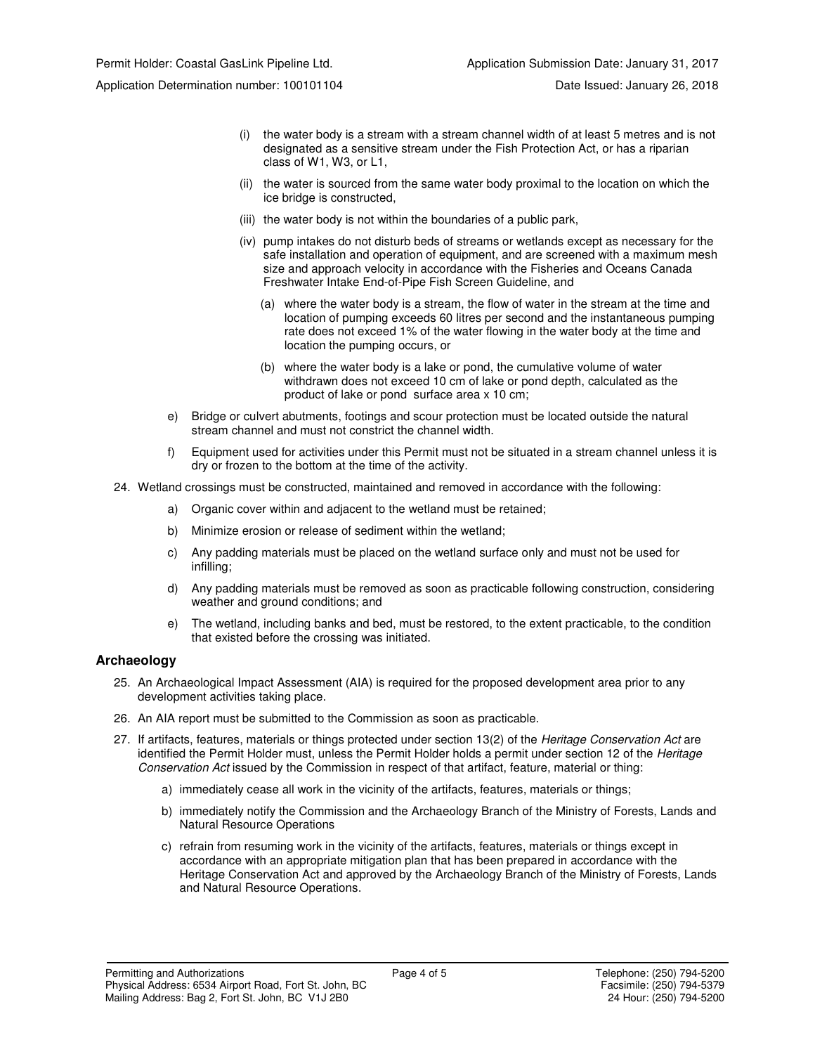(i) the water body is a stream with a stream channel width of at least 5 metres and is not designated as a sensitive stream under the Fish Protection Act, or has a riparian class of W1, W3, or L1,

(ii) the water is sourced from the same water body proximal to the location on which the ice bridge is constructed,

(iii) the water body is not within the boundaries of a public park,

(iv) pump intakes do not disturb beds of streams or wetlands except as necessary for the safe installation and operation of equipment, and are screened with a maximum mesh size and approach velocity in accordance with the Fisheries and Oceans Canada Freshwater Intake End-of-Pipe Fish Screen Guideline, and

(a) where the water body is a stream, the flow of water in the stream at the time and location of pumping exceeds 60 litres per second and the instantaneous pumping rate does not exceed 1% of the water flowing in the water body at the time and location the pumping occurs, or

(b) where the water body is a lake or pond, the cumulative volume of water withdrawn does not exceed 10 cm of lake or pond depth, calculated as the product of lake or pond surface area x 10 cm;

e) Bridge or culvert abutments, footings and scour protection must be located outside the natural stream channel and must not constrict the channel width.

f) Equipment used for activities under this Permit must not be situated in a stream channel unless it is dry or frozen to the bottom at the time of the activity.

24. Wetland crossings must be constructed, maintained and removed in accordance with the following:

a) Organic cover within and adjacent to the wetland must be retained;

b) Minimize erosion or release of sediment within the wetland;

c) Any padding materials must be placed on the wetland surface only and must not be used for infilling;

d) Any padding materials must be removed as soon as practicable following construction, considering weather and ground conditions; and

e) The wetland, including banks and bed, must be restored, to the extent practicable, to the condition that existed before the crossing was initiated.

## Archaeology

25. An Archaeological Impact Assessment (AIA) is required for the proposed development area prior to any development activities taking place.

26. An AIA report must be submitted to the Commission as soon as practicable.

27. If artifacts, features, materials or things protected under section 13(2) of the *Heritage Conservation Act* are identified the Permit Holder must, unless the Permit Holder holds a permit under section 12 of the *Heritage Conservation Act* issued by the Commission in respect of that artifact, feature, material or thing:

a) immediately cease all work in the vicinity of the artifacts, features, materials or things;

b) immediately notify the Commission and the Archaeology Branch of the Ministry of Forests, Lands and Natural Resource Operations

c) refrain from resuming work in the vicinity of the artifacts, features, materials or things except in accordance with an appropriate mitigation plan that has been prepared in accordance with the Heritage Conservation Act and approved by the Archaeology Branch of the Ministry of Forests, Lands and Natural Resource Operations.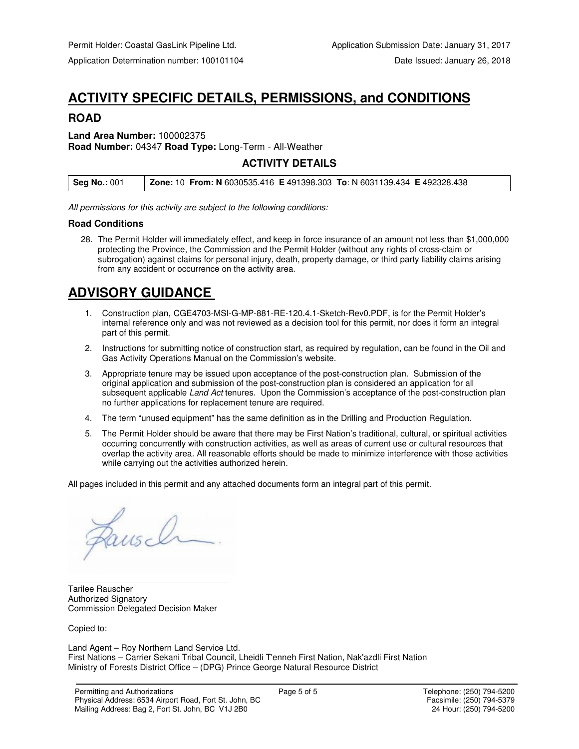Permit Holder: Coastal GasLink Pipeline Ltd.
Application Determination number: 100101104

Application Submission Date: January 31, 2017
Date Issued: January 26, 2018

# ACTIVITY SPECIFIC DETAILS, PERMISSIONS, and CONDITIONS

## ROAD

**Land Area Number:** 100002375
**Road Number:** 04347 **Road Type:** Long-Term - All-Weather

### ACTIVITY DETAILS

| | |
|---|---|
| **Seg No.:** 001 | **Zone:** 10 **From: N** 6030535.416 **E** 491398.303 **To**: N 6031139.434 **E** 492328.438 |

*All permissions for this activity are subject to the following conditions:*

### Road Conditions

28. The Permit Holder will immediately effect, and keep in force insurance of an amount not less than $1,000,000 protecting the Province, the Commission and the Permit Holder (without any rights of cross-claim or subrogation) against claims for personal injury, death, property damage, or third party liability claims arising from any accident or occurrence on the activity area.

# ADVISORY GUIDANCE

1. Construction plan, CGE4703-MSI-G-MP-881-RE-120.4.1-Sketch-Rev0.PDF, is for the Permit Holder's internal reference only and was not reviewed as a decision tool for this permit, nor does it form an integral part of this permit.
2. Instructions for submitting notice of construction start, as required by regulation, can be found in the Oil and Gas Activity Operations Manual on the Commission's website.
3. Appropriate tenure may be issued upon acceptance of the post-construction plan. Submission of the original application and submission of the post-construction plan is considered an application for all subsequent applicable *Land Act* tenures. Upon the Commission's acceptance of the post-construction plan no further applications for replacement tenure are required.
4. The term "unused equipment" has the same definition as in the Drilling and Production Regulation.
5. The Permit Holder should be aware that there may be First Nation's traditional, cultural, or spiritual activities occurring concurrently with construction activities, as well as areas of current use or cultural resources that overlap the activity area. All reasonable efforts should be made to minimize interference with those activities while carrying out the activities authorized herein.

All pages included in this permit and any attached documents form an integral part of this permit.

Tarilee Rauscher
Authorized Signatory
Commission Delegated Decision Maker

Copied to:

Land Agent – Roy Northern Land Service Ltd.
First Nations – Carrier Sekani Tribal Council, Lheidli T'enneh First Nation, Nak'azdli First Nation
Ministry of Forests District Office – (DPG) Prince George Natural Resource District